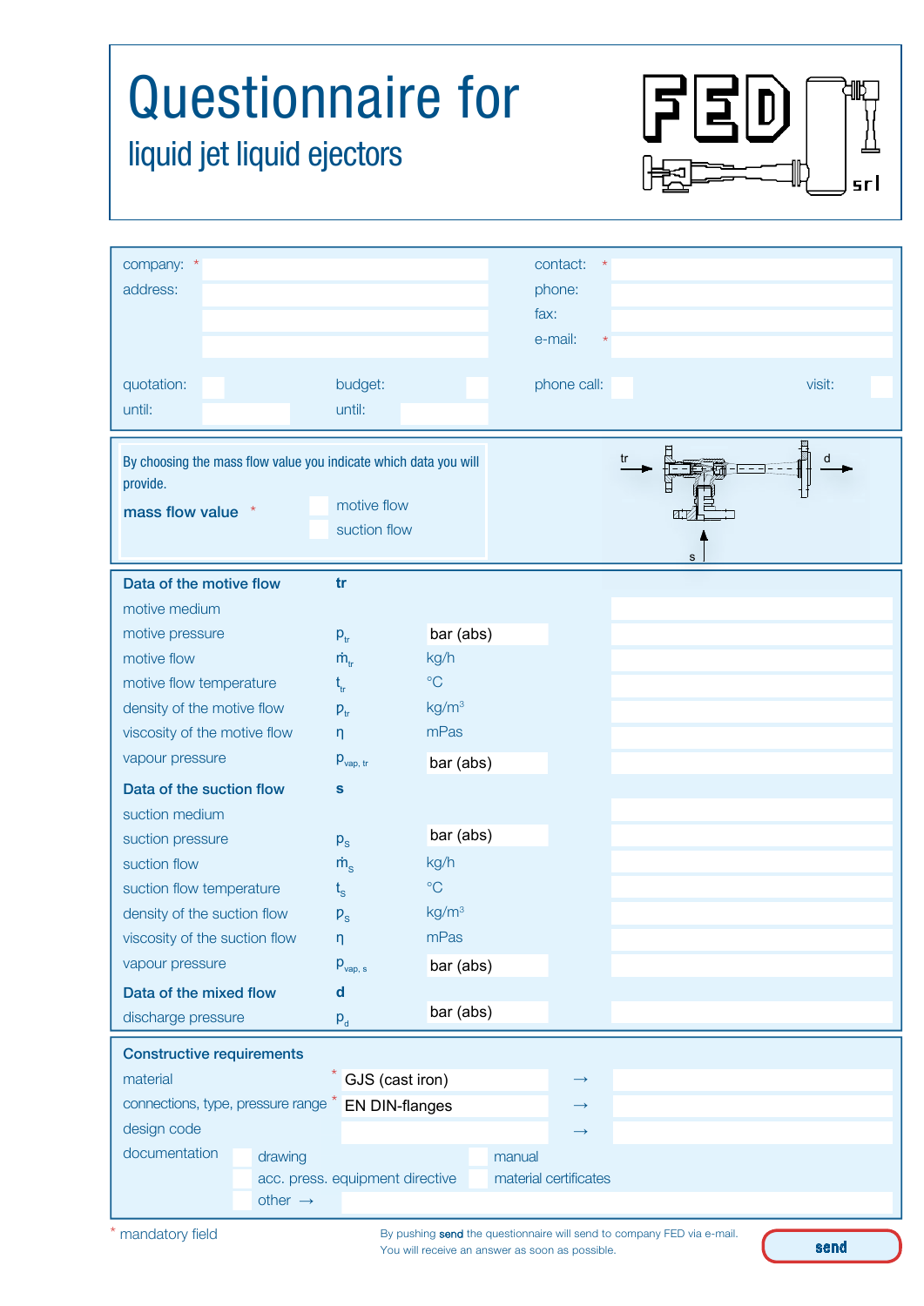# Questionnaire for

## liquid jet liquid ejectors

FED srl

| | | | |
|---|---|---|---|
| company: * | | contact: * | |
| address: | | phone: | |
| | | fax: | |
| | | e-mail: * | |
| quotation: | budget: | phone call: | visit: |
| until: | until: | | |

By choosing the mass flow value you indicate which data you will provide.

**mass flow value** *

- motive flow
- suction flow

tr → d, s ↑

| | | | |
|---|---|---|---|
| **Data of the motive flow** | **tr** | | |
| motive medium | | | |
| motive pressure | $p_{tr}$ | bar (abs) | |
| motive flow | $\dot{m}_{tr}$ | kg/h | |
| motive flow temperature | $t_{tr}$ | °C | |
| density of the motive flow | $\rho_{tr}$ | kg/m³ | |
| viscosity of the motive flow | $\eta$ | mPas | |
| vapour pressure | $p_{vap,\,tr}$ | bar (abs) | |
| **Data of the suction flow** | **s** | | |
| suction medium | | | |
| suction pressure | $p_s$ | bar (abs) | |
| suction flow | $\dot{m}_s$ | kg/h | |
| suction flow temperature | $t_s$ | °C | |
| density of the suction flow | $\rho_s$ | kg/m³ | |
| viscosity of the suction flow | $\eta$ | mPas | |
| vapour pressure | $p_{vap,\,s}$ | bar (abs) | |
| **Data of the mixed flow** | **d** | | |
| discharge pressure | $p_d$ | bar (abs) | |

**Constructive requirements**

| | | | |
|---|---|---|---|
| material * | GJS (cast iron) | → | |
| connections, type, pressure range * | EN DIN-flanges | → | |
| design code | | → | |

documentation

- drawing
- manual
- acc. press. equipment directive
- material certificates
- other →

\* mandatory field

By pushing **send** the questionnaire will send to company FED via e-mail.
You will receive an answer as soon as possible.

**send**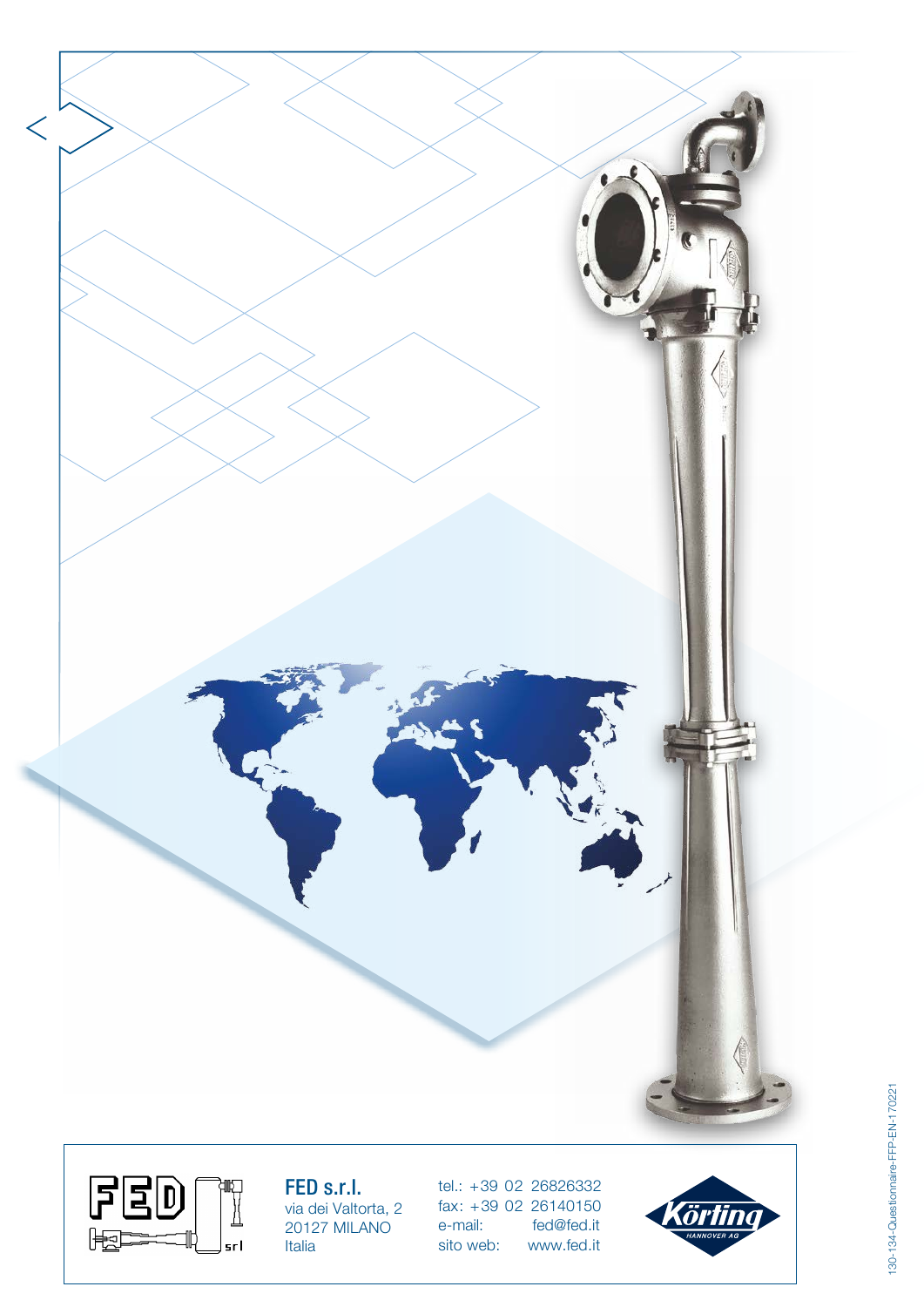FED s.r.l.
via dei Valtorta, 2
20127 MILANO
Italia

tel.: +39 02 26826332
fax: +39 02 26140150
e-mail: fed@fed.it
sito web: www.fed.it

Körting HANNOVER AG

130-134-Questionnaire-FFP-EN-170221